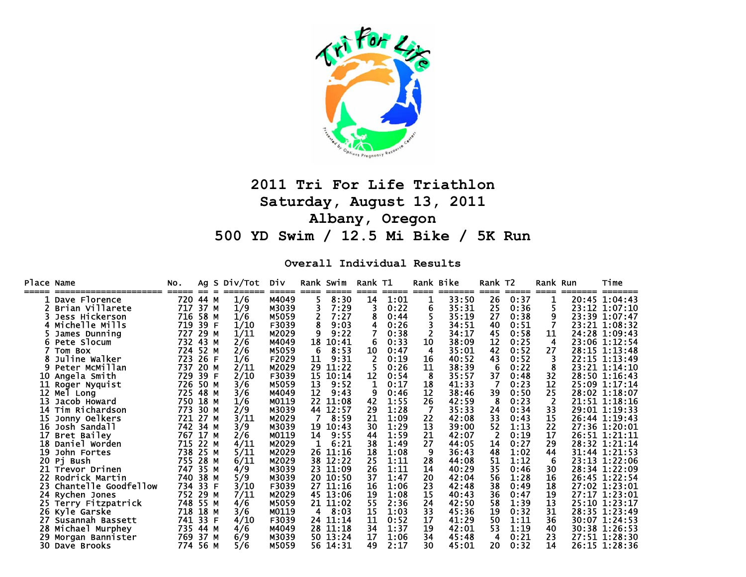# 2011 Tri For Life Triathlon

## Saturday, August 13, 2011

## Albany, Oregon

## 500 YD Swim / 12.5 Mi Bike / 5K Run

### Overall Individual Results

| Place | Name | No. | Ag | S | Div/Tot | Div | Rank | Swim | Rank | T1 | Rank | Bike | Rank | T2 | Rank | Run | Time |
|---|---|---|---|---|---|---|---|---|---|---|---|---|---|---|---|---|---|
| 1 | Dave Florence | 720 | 44 | M | 1/6 | M4049 | 5 | 8:30 | 14 | 1:01 | 1 | 33:50 | 26 | 0:37 | 1 | 20:45 | 1:04:43 |
| 2 | Brian Villarete | 717 | 37 | M | 1/9 | M3039 | 3 | 7:29 | 3 | 0:22 | 6 | 35:31 | 25 | 0:36 | 5 | 23:12 | 1:07:10 |
| 3 | Jess Hickerson | 716 | 58 | M | 1/6 | M5059 | 2 | 7:27 | 8 | 0:44 | 5 | 35:19 | 27 | 0:38 | 9 | 23:39 | 1:07:47 |
| 4 | Michelle Mills | 719 | 39 | F | 1/10 | F3039 | 8 | 9:03 | 4 | 0:26 | 3 | 34:51 | 40 | 0:51 | 7 | 23:21 | 1:08:32 |
| 5 | James Dunning | 727 | 29 | M | 1/11 | M2029 | 9 | 9:22 | 7 | 0:38 | 2 | 34:17 | 45 | 0:58 | 11 | 24:28 | 1:09:43 |
| 6 | Pete Slocum | 732 | 43 | M | 2/6 | M4049 | 18 | 10:41 | 6 | 0:33 | 10 | 38:09 | 12 | 0:25 | 4 | 23:06 | 1:12:54 |
| 7 | Tom Box | 724 | 52 | M | 2/6 | M5059 | 6 | 8:53 | 10 | 0:47 | 4 | 35:01 | 42 | 0:52 | 27 | 28:15 | 1:13:48 |
| 8 | Juline Walker | 723 | 26 | F | 1/6 | F2029 | 11 | 9:31 | 2 | 0:19 | 16 | 40:52 | 43 | 0:52 | 3 | 22:15 | 1:13:49 |
| 9 | Peter McMillan | 737 | 20 | M | 2/11 | M2029 | 29 | 11:22 | 5 | 0:26 | 11 | 38:39 | 6 | 0:22 | 8 | 23:21 | 1:14:10 |
| 10 | Angela Smith | 729 | 39 | F | 2/10 | F3039 | 15 | 10:14 | 12 | 0:54 | 8 | 35:57 | 37 | 0:48 | 32 | 28:50 | 1:16:43 |
| 11 | Roger Nyquist | 726 | 50 | M | 3/6 | M5059 | 13 | 9:52 | 1 | 0:17 | 18 | 41:33 | 7 | 0:23 | 12 | 25:09 | 1:17:14 |
| 12 | Mel Long | 725 | 48 | M | 3/6 | M4049 | 12 | 9:43 | 9 | 0:46 | 12 | 38:46 | 39 | 0:50 | 25 | 28:02 | 1:18:07 |
| 13 | Jacob Howard | 750 | 18 | M | 1/6 | M0119 | 22 | 11:08 | 42 | 1:55 | 26 | 42:59 | 8 | 0:23 | 2 | 21:51 | 1:18:16 |
| 14 | Tim Richardson | 773 | 30 | M | 2/9 | M3039 | 44 | 12:57 | 29 | 1:28 | 7 | 35:33 | 24 | 0:34 | 33 | 29:01 | 1:19:33 |
| 15 | Jonny Oelkers | 721 | 27 | M | 3/11 | M2029 | 7 | 8:59 | 21 | 1:09 | 22 | 42:08 | 33 | 0:43 | 15 | 26:44 | 1:19:43 |
| 16 | Josh Sandall | 742 | 34 | M | 3/9 | M3039 | 19 | 10:43 | 30 | 1:29 | 13 | 39:00 | 52 | 1:13 | 22 | 27:36 | 1:20:01 |
| 17 | Bret Bailey | 767 | 17 | M | 2/6 | M0119 | 14 | 9:55 | 44 | 1:59 | 21 | 42:07 | 2 | 0:19 | 17 | 26:51 | 1:21:11 |
| 18 | Daniel Worden | 715 | 22 | M | 4/11 | M2029 | 1 | 6:21 | 38 | 1:49 | 27 | 44:05 | 14 | 0:27 | 29 | 28:32 | 1:21:14 |
| 19 | John Fortes | 738 | 25 | M | 5/11 | M2029 | 26 | 11:16 | 18 | 1:08 | 9 | 36:43 | 48 | 1:02 | 44 | 31:44 | 1:21:53 |
| 20 | Pj Bush | 755 | 28 | M | 6/11 | M2029 | 38 | 12:22 | 25 | 1:11 | 28 | 44:08 | 51 | 1:12 | 6 | 23:13 | 1:22:06 |
| 21 | Trevor Drinen | 747 | 35 | M | 4/9 | M3039 | 23 | 11:09 | 26 | 1:11 | 14 | 40:29 | 35 | 0:46 | 30 | 28:34 | 1:22:09 |
| 22 | Rodrick Martin | 740 | 38 | M | 5/9 | M3039 | 20 | 10:50 | 37 | 1:47 | 20 | 42:04 | 56 | 1:28 | 16 | 26:45 | 1:22:54 |
| 23 | Chantelle Goodfellow | 734 | 33 | F | 3/10 | F3039 | 27 | 11:16 | 16 | 1:06 | 23 | 42:48 | 38 | 0:49 | 18 | 27:02 | 1:23:01 |
| 24 | Rychen Jones | 752 | 29 | M | 7/11 | M2029 | 45 | 13:06 | 19 | 1:08 | 15 | 40:43 | 36 | 0:47 | 19 | 27:17 | 1:23:01 |
| 25 | Terry Fitzpatrick | 748 | 55 | M | 4/6 | M5059 | 21 | 11:02 | 55 | 2:36 | 24 | 42:50 | 58 | 1:39 | 13 | 25:10 | 1:23:17 |
| 26 | Kyle Garske | 718 | 18 | M | 3/6 | M0119 | 4 | 8:03 | 15 | 1:03 | 33 | 45:36 | 19 | 0:32 | 31 | 28:35 | 1:23:49 |
| 27 | Susannah Bassett | 741 | 33 | F | 4/10 | F3039 | 24 | 11:14 | 11 | 0:52 | 17 | 41:29 | 50 | 1:11 | 36 | 30:07 | 1:24:53 |
| 28 | Michael Murphey | 735 | 44 | M | 4/6 | M4049 | 28 | 11:18 | 34 | 1:37 | 19 | 42:01 | 53 | 1:19 | 40 | 30:38 | 1:26:53 |
| 29 | Morgan Bannister | 769 | 37 | M | 6/9 | M3039 | 50 | 13:24 | 17 | 1:06 | 34 | 45:48 | 4 | 0:21 | 23 | 27:51 | 1:28:30 |
| 30 | Dave Brooks | 774 | 56 | M | 5/6 | M5059 | 56 | 14:31 | 49 | 2:17 | 30 | 45:01 | 20 | 0:32 | 14 | 26:15 | 1:28:36 |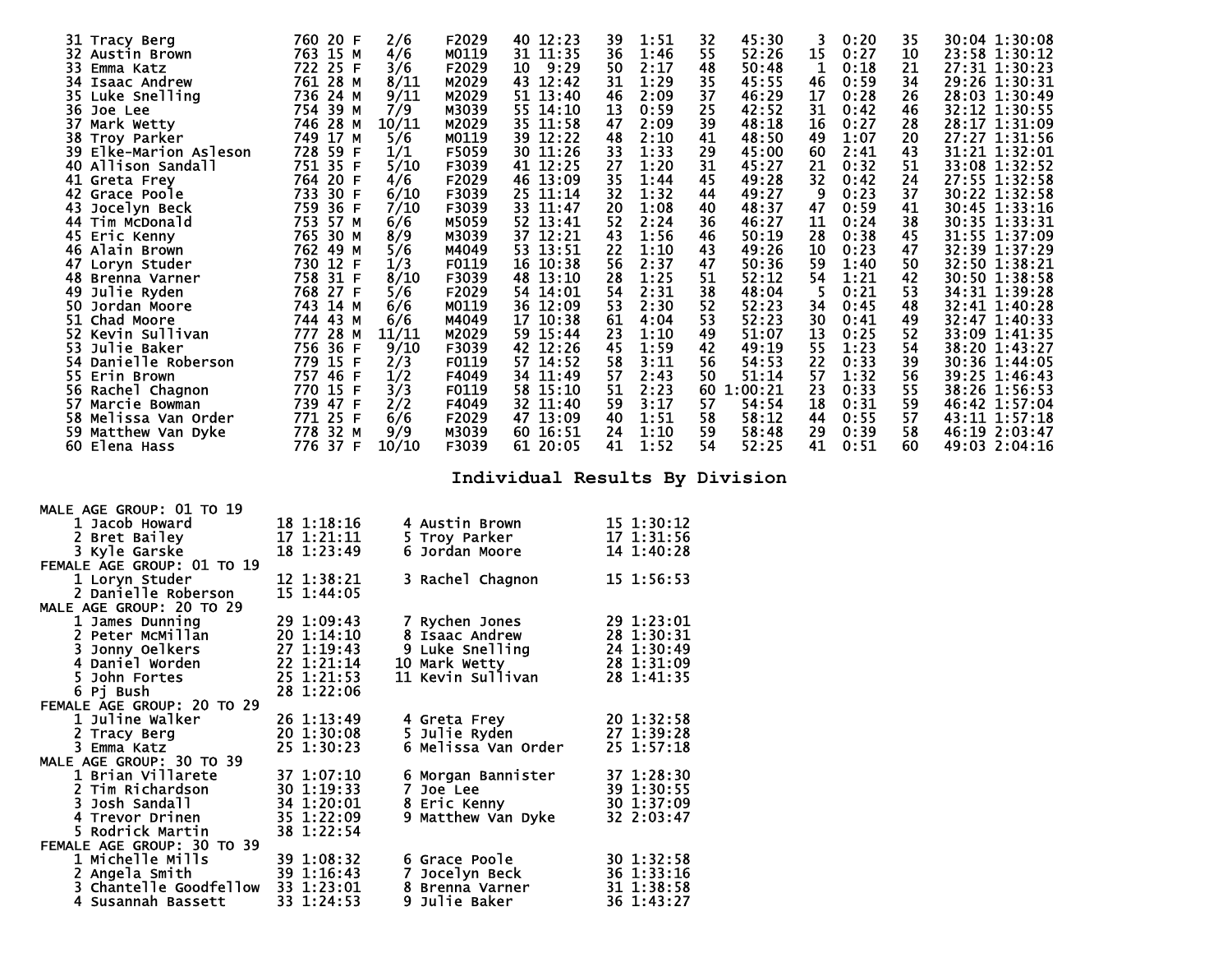| Place | Name | Bib | Age | Sex | Div Place | Div | Swim Rank | Swim | T1 Rank | T1 | Bike Rank | Bike | T2 Rank | T2 | Run Rank | Run | Total |
|---|---|---|---|---|---|---|---|---|---|---|---|---|---|---|---|---|---|
| 31 | Tracy Berg | 760 | 20 | F | 2/6 | F2029 | 40 | 12:23 | 39 | 1:51 | 32 | 45:30 | 3 | 0:20 | 35 | 30:04 | 1:30:08 |
| 32 | Austin Brown | 763 | 15 | M | 4/6 | M0119 | 31 | 11:35 | 36 | 1:46 | 55 | 52:26 | 15 | 0:27 | 10 | 23:58 | 1:30:12 |
| 33 | Emma Katz | 722 | 25 | F | 3/6 | F2029 | 10 | 9:29 | 50 | 2:17 | 48 | 50:48 | 1 | 0:18 | 21 | 27:31 | 1:30:23 |
| 34 | Isaac Andrew | 761 | 28 | M | 8/11 | M2029 | 43 | 12:42 | 31 | 1:29 | 35 | 45:55 | 46 | 0:59 | 34 | 29:26 | 1:30:31 |
| 35 | Luke Snelling | 736 | 24 | M | 9/11 | M2029 | 51 | 13:40 | 46 | 2:09 | 37 | 46:29 | 17 | 0:28 | 26 | 28:03 | 1:30:49 |
| 36 | Joe Lee | 754 | 39 | M | 7/9 | M3039 | 55 | 14:10 | 13 | 0:59 | 25 | 42:52 | 31 | 0:42 | 46 | 32:12 | 1:30:55 |
| 37 | Mark Wetty | 746 | 28 | M | 10/11 | M2029 | 35 | 11:58 | 47 | 2:09 | 39 | 48:18 | 16 | 0:27 | 28 | 28:17 | 1:31:09 |
| 38 | Troy Parker | 749 | 17 | M | 5/6 | M0119 | 39 | 12:22 | 48 | 2:10 | 41 | 48:50 | 49 | 1:07 | 20 | 27:27 | 1:31:56 |
| 39 | Elke-Marion Asleson | 728 | 59 | F | 1/1 | F5059 | 30 | 11:26 | 33 | 1:33 | 29 | 45:00 | 60 | 2:41 | 43 | 31:21 | 1:32:01 |
| 40 | Allison Sandall | 751 | 35 | F | 5/10 | F3039 | 41 | 12:25 | 27 | 1:20 | 31 | 45:27 | 21 | 0:32 | 51 | 33:08 | 1:32:52 |
| 41 | Greta Frey | 764 | 20 | F | 4/6 | F2029 | 46 | 13:09 | 35 | 1:44 | 45 | 49:28 | 32 | 0:42 | 24 | 27:55 | 1:32:58 |
| 42 | Grace Poole | 733 | 30 | F | 6/10 | F3039 | 25 | 11:14 | 32 | 1:32 | 44 | 49:27 | 9 | 0:23 | 37 | 30:22 | 1:32:58 |
| 43 | Jocelyn Beck | 759 | 36 | F | 7/10 | F3039 | 33 | 11:47 | 20 | 1:08 | 40 | 48:37 | 47 | 0:59 | 41 | 30:45 | 1:33:16 |
| 44 | Tim McDonald | 753 | 57 | M | 6/6 | M5059 | 52 | 13:41 | 52 | 2:24 | 36 | 46:27 | 11 | 0:24 | 38 | 30:35 | 1:33:31 |
| 45 | Eric Kenny | 765 | 30 | M | 8/9 | M3039 | 37 | 12:21 | 43 | 1:56 | 46 | 50:19 | 28 | 0:38 | 45 | 31:55 | 1:37:09 |
| 46 | Alain Brown | 762 | 49 | M | 5/6 | M4049 | 53 | 13:51 | 22 | 1:10 | 43 | 49:26 | 10 | 0:23 | 47 | 32:39 | 1:37:29 |
| 47 | Loryn Studer | 730 | 12 | F | 1/3 | F0119 | 16 | 10:38 | 56 | 2:37 | 47 | 50:36 | 59 | 1:40 | 50 | 32:50 | 1:38:21 |
| 48 | Brenna Varner | 758 | 31 | F | 8/10 | F3039 | 48 | 13:10 | 28 | 1:25 | 51 | 52:12 | 54 | 1:21 | 42 | 30:50 | 1:38:58 |
| 49 | Julie Ryden | 768 | 27 | F | 5/6 | F2029 | 54 | 14:01 | 54 | 2:31 | 38 | 48:04 | 5 | 0:21 | 53 | 34:31 | 1:39:28 |
| 50 | Jordan Moore | 743 | 14 | M | 6/6 | M0119 | 36 | 12:09 | 53 | 2:30 | 52 | 52:23 | 34 | 0:45 | 48 | 32:41 | 1:40:28 |
| 51 | Chad Moore | 744 | 43 | M | 6/6 | M4049 | 17 | 10:38 | 61 | 4:04 | 53 | 52:23 | 30 | 0:41 | 49 | 32:47 | 1:40:33 |
| 52 | Kevin Sullivan | 777 | 28 | M | 11/11 | M2029 | 59 | 15:44 | 23 | 1:10 | 49 | 51:07 | 13 | 0:25 | 52 | 33:09 | 1:41:35 |
| 53 | Julie Baker | 756 | 36 | F | 9/10 | F3039 | 42 | 12:26 | 45 | 1:59 | 42 | 49:19 | 55 | 1:23 | 54 | 38:20 | 1:43:27 |
| 54 | Danielle Roberson | 779 | 15 | F | 2/3 | F0119 | 57 | 14:52 | 58 | 3:11 | 56 | 54:53 | 22 | 0:33 | 39 | 30:36 | 1:44:05 |
| 55 | Erin Brown | 757 | 46 | F | 1/2 | F4049 | 34 | 11:49 | 57 | 2:43 | 50 | 51:14 | 57 | 1:32 | 56 | 39:25 | 1:46:43 |
| 56 | Rachel Chagnon | 770 | 15 | F | 3/3 | F0119 | 58 | 15:10 | 51 | 2:23 | 60 | 1:00:21 | 23 | 0:33 | 55 | 38:26 | 1:56:53 |
| 57 | Marcie Bowman | 739 | 47 | F | 2/2 | F4049 | 32 | 11:40 | 59 | 3:17 | 57 | 54:54 | 18 | 0:31 | 59 | 46:42 | 1:57:04 |
| 58 | Melissa Van Order | 771 | 25 | F | 6/6 | F2029 | 47 | 13:09 | 40 | 1:51 | 58 | 58:12 | 44 | 0:55 | 57 | 43:11 | 1:57:18 |
| 59 | Matthew Van Dyke | 778 | 32 | M | 9/9 | M3039 | 60 | 16:51 | 24 | 1:10 | 59 | 58:48 | 29 | 0:39 | 58 | 46:19 | 2:03:47 |
| 60 | Elena Hass | 776 | 37 | F | 10/10 | F3039 | 61 | 20:05 | 41 | 1:52 | 54 | 52:25 | 41 | 0:51 | 60 | 49:03 | 2:04:16 |

## Individual Results By Division

**MALE AGE GROUP: 01 TO 19**

| Place | Name | Age | Time |
|---|---|---|---|
| 1 | Jacob Howard | 18 | 1:18:16 |
| 2 | Bret Bailey | 17 | 1:21:11 |
| 3 | Kyle Garske | 18 | 1:23:49 |
| 4 | Austin Brown | 15 | 1:30:12 |
| 5 | Troy Parker | 17 | 1:31:56 |
| 6 | Jordan Moore | 14 | 1:40:28 |

**FEMALE AGE GROUP: 01 TO 19**

| Place | Name | Age | Time |
|---|---|---|---|
| 1 | Loryn Studer | 12 | 1:38:21 |
| 2 | Danielle Roberson | 15 | 1:44:05 |
| 3 | Rachel Chagnon | 15 | 1:56:53 |

**MALE AGE GROUP: 20 TO 29**

| Place | Name | Age | Time |
|---|---|---|---|
| 1 | James Dunning | 29 | 1:09:43 |
| 2 | Peter McMillan | 20 | 1:14:10 |
| 3 | Jonny Oelkers | 27 | 1:19:43 |
| 4 | Daniel Worden | 22 | 1:21:14 |
| 5 | John Fortes | 25 | 1:21:53 |
| 6 | Pj Bush | 28 | 1:22:06 |
| 7 | Rychen Jones | 29 | 1:23:01 |
| 8 | Isaac Andrew | 28 | 1:30:31 |
| 9 | Luke Snelling | 24 | 1:30:49 |
| 10 | Mark Wetty | 28 | 1:31:09 |
| 11 | Kevin Sullivan | 28 | 1:41:35 |

**FEMALE AGE GROUP: 20 TO 29**

| Place | Name | Age | Time |
|---|---|---|---|
| 1 | Juline Walker | 26 | 1:13:49 |
| 2 | Tracy Berg | 20 | 1:30:08 |
| 3 | Emma Katz | 25 | 1:30:23 |
| 4 | Greta Frey | 20 | 1:32:58 |
| 5 | Julie Ryden | 27 | 1:39:28 |
| 6 | Melissa Van Order | 25 | 1:57:18 |

**MALE AGE GROUP: 30 TO 39**

| Place | Name | Age | Time |
|---|---|---|---|
| 1 | Brian Villarete | 37 | 1:07:10 |
| 2 | Tim Richardson | 30 | 1:19:33 |
| 3 | Josh Sandall | 34 | 1:20:01 |
| 4 | Trevor Drinen | 35 | 1:22:09 |
| 5 | Rodrick Martin | 38 | 1:22:54 |
| 6 | Morgan Bannister | 37 | 1:28:30 |
| 7 | Joe Lee | 39 | 1:30:55 |
| 8 | Eric Kenny | 30 | 1:37:09 |
| 9 | Matthew Van Dyke | 32 | 2:03:47 |

**FEMALE AGE GROUP: 30 TO 39**

| Place | Name | Age | Time |
|---|---|---|---|
| 1 | Michelle Mills | 39 | 1:08:32 |
| 2 | Angela Smith | 39 | 1:16:43 |
| 3 | Chantelle Goodfellow | 33 | 1:23:01 |
| 4 | Susannah Bassett | 33 | 1:24:53 |
| 6 | Grace Poole | 30 | 1:32:58 |
| 7 | Jocelyn Beck | 36 | 1:33:16 |
| 8 | Brenna Varner | 31 | 1:38:58 |
| 9 | Julie Baker | 36 | 1:43:27 |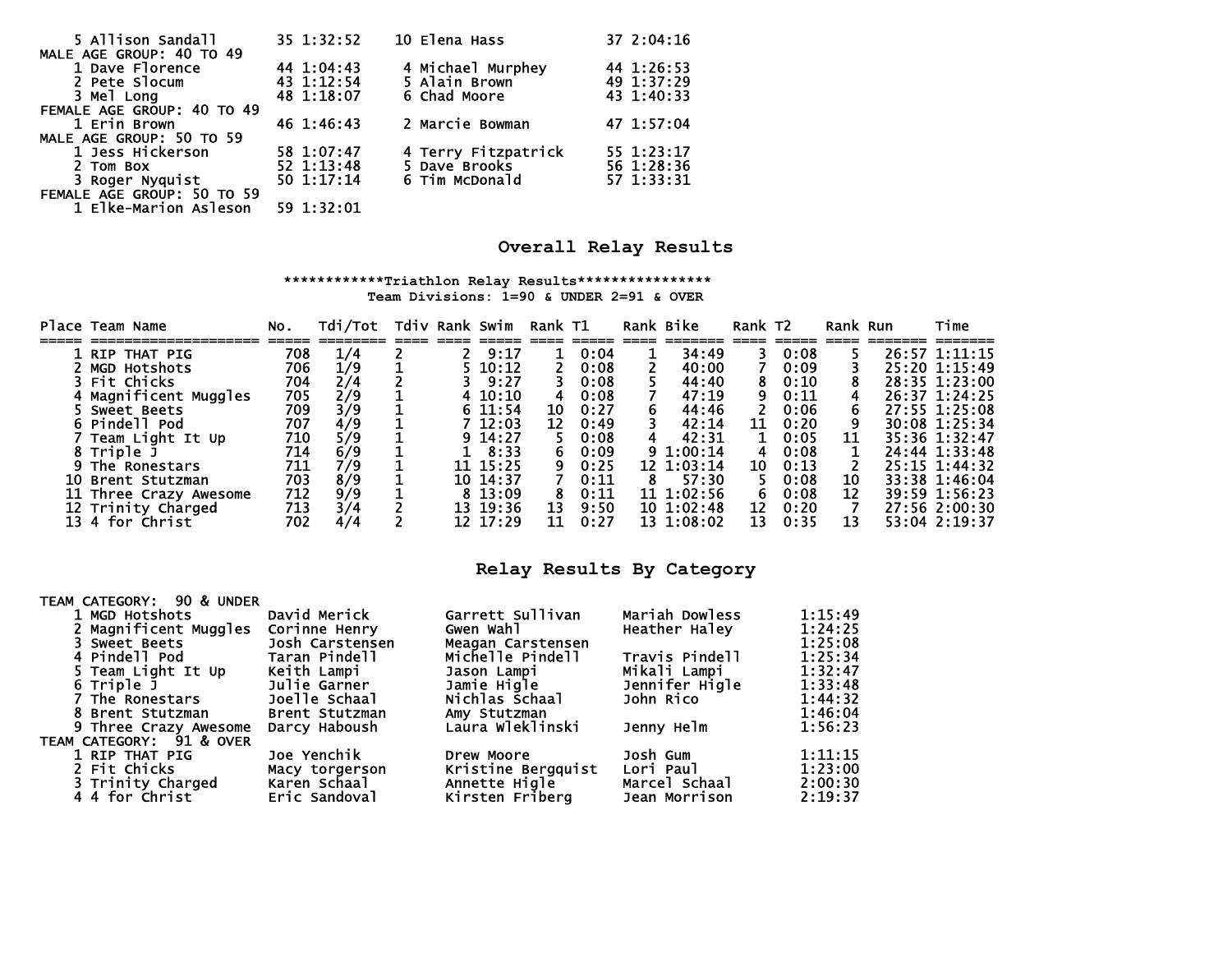| | | | | | |
|---|---|---|---|---|---|
| 5 | Allison Sandall | 35 1:32:52 | 10 | Elena Hass | 37 2:04:16 |

MALE AGE GROUP: 40 TO 49

| | | | | | |
|---|---|---|---|---|---|
| 1 | Dave Florence | 44 1:04:43 | 4 | Michael Murphey | 44 1:26:53 |
| 2 | Pete Slocum | 43 1:12:54 | 5 | Alain Brown | 49 1:37:29 |
| 3 | Mel Long | 48 1:18:07 | 6 | Chad Moore | 43 1:40:33 |

FEMALE AGE GROUP: 40 TO 49

| | | | | | |
|---|---|---|---|---|---|
| 1 | Erin Brown | 46 1:46:43 | 2 | Marcie Bowman | 47 1:57:04 |

MALE AGE GROUP: 50 TO 59

| | | | | | |
|---|---|---|---|---|---|
| 1 | Jess Hickerson | 58 1:07:47 | 4 | Terry Fitzpatrick | 55 1:23:17 |
| 2 | Tom Box | 52 1:13:48 | 5 | Dave Brooks | 56 1:28:36 |
| 3 | Roger Nyquist | 50 1:17:14 | 6 | Tim McDonald | 57 1:33:31 |

FEMALE AGE GROUP: 50 TO 59

| | | |
|---|---|---|
| 1 | Elke-Marion Asleson | 59 1:32:01 |

## Overall Relay Results

**************Triathlon Relay Results*****************

Team Divisions: 1=90 & UNDER 2=91 & OVER

| Place | Team Name | No. | Tdi/Tot | Tdiv | Rank | Swim | Rank | T1 | Rank | Bike | Rank | T2 | Rank | Run | Time |
|---|---|---|---|---|---|---|---|---|---|---|---|---|---|---|---|
| 1 | RIP THAT PIG | 708 | 1/4 | 2 | 2 | 9:17 | 1 | 0:04 | 1 | 34:49 | 3 | 0:08 | 5 | 26:57 | 1:11:15 |
| 2 | MGD Hotshots | 706 | 1/9 | 1 | 5 | 10:12 | 2 | 0:08 | 2 | 40:00 | 7 | 0:09 | 3 | 25:20 | 1:15:49 |
| 3 | Fit Chicks | 704 | 2/4 | 2 | 3 | 9:27 | 3 | 0:08 | 5 | 44:40 | 8 | 0:10 | 8 | 28:35 | 1:23:00 |
| 4 | Magnificent Muggles | 705 | 2/9 | 1 | 4 | 10:10 | 4 | 0:08 | 7 | 47:19 | 9 | 0:11 | 4 | 26:37 | 1:24:25 |
| 5 | Sweet Beets | 709 | 3/9 | 1 | 6 | 11:54 | 10 | 0:27 | 6 | 44:46 | 2 | 0:06 | 6 | 27:55 | 1:25:08 |
| 6 | Pindell Pod | 707 | 4/9 | 1 | 7 | 12:03 | 12 | 0:49 | 3 | 42:14 | 11 | 0:20 | 9 | 30:08 | 1:25:34 |
| 7 | Team Light It Up | 710 | 5/9 | 1 | 9 | 14:27 | 5 | 0:08 | 4 | 42:31 | 1 | 0:05 | 11 | 35:36 | 1:32:47 |
| 8 | Triple J | 714 | 6/9 | 1 | 1 | 8:33 | 6 | 0:09 | 9 | 1:00:14 | 4 | 0:08 | 1 | 24:44 | 1:33:48 |
| 9 | The Ronestars | 711 | 7/9 | 1 | 11 | 15:25 | 9 | 0:25 | 12 | 1:03:14 | 10 | 0:13 | 2 | 25:15 | 1:44:32 |
| 10 | Brent Stutzman | 703 | 8/9 | 1 | 10 | 14:37 | 7 | 0:11 | 8 | 57:30 | 5 | 0:08 | 10 | 33:38 | 1:46:04 |
| 11 | Three Crazy Awesome | 712 | 9/9 | 1 | 8 | 13:09 | 8 | 0:11 | 11 | 1:02:56 | 6 | 0:08 | 12 | 39:59 | 1:56:23 |
| 12 | Trinity Charged | 713 | 3/4 | 2 | 13 | 19:36 | 13 | 9:50 | 10 | 1:02:48 | 12 | 0:20 | 7 | 27:56 | 2:00:30 |
| 13 | 4 for Christ | 702 | 4/4 | 2 | 12 | 17:29 | 11 | 0:27 | 13 | 1:08:02 | 13 | 0:35 | 13 | 53:04 | 2:19:37 |

## Relay Results By Category

TEAM CATEGORY: 90 & UNDER

| | | | | | |
|---|---|---|---|---|---|
| 1 | MGD Hotshots | David Merick | Garrett Sullivan | Mariah Dowless | 1:15:49 |
| 2 | Magnificent Muggles | Corinne Henry | Gwen Wahl | Heather Haley | 1:24:25 |
| 3 | Sweet Beets | Josh Carstensen | Meagan Carstensen | | 1:25:08 |
| 4 | Pindell Pod | Taran Pindell | Michelle Pindell | Travis Pindell | 1:25:34 |
| 5 | Team Light It Up | Keith Lampi | Jason Lampi | Mikali Lampi | 1:32:47 |
| 6 | Triple J | Julie Garner | Jamie Higle | Jennifer Higle | 1:33:48 |
| 7 | The Ronestars | Joelle Schaal | Nichlas Schaal | John Rico | 1:44:32 |
| 8 | Brent Stutzman | Brent Stutzman | Amy Stutzman | | 1:46:04 |
| 9 | Three Crazy Awesome | Darcy Haboush | Laura Wleklinski | Jenny Helm | 1:56:23 |

TEAM CATEGORY: 91 & OVER

| | | | | | |
|---|---|---|---|---|---|
| 1 | RIP THAT PIG | Joe Yenchik | Drew Moore | Josh Gum | 1:11:15 |
| 2 | Fit Chicks | Macy torgerson | Kristine Bergquist | Lori Paul | 1:23:00 |
| 3 | Trinity Charged | Karen Schaal | Annette Higle | Marcel Schaal | 2:00:30 |
| 4 | 4 for Christ | Eric Sandoval | Kirsten Friberg | Jean Morrison | 2:19:37 |